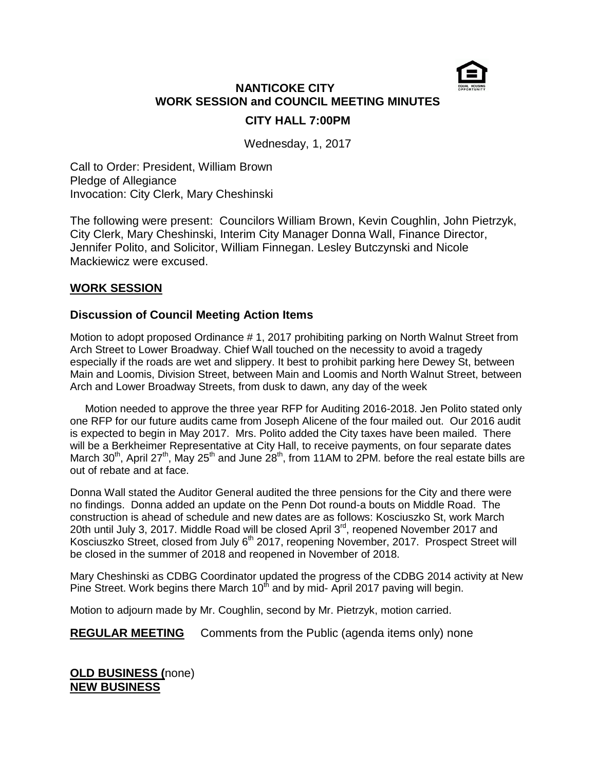# NANTICOKE CITY
## WORK SESSION and COUNCIL MEETING MINUTES
### CITY HALL 7:00PM

Wednesday, 1, 2017

Call to Order: President, William Brown
Pledge of Allegiance
Invocation: City Clerk, Mary Cheshinski

The following were present: Councilors William Brown, Kevin Coughlin, John Pietrzyk, City Clerk, Mary Cheshinski, Interim City Manager Donna Wall, Finance Director, Jennifer Polito, and Solicitor, William Finnegan. Lesley Butczynski and Nicole Mackiewicz were excused.

## WORK SESSION

### Discussion of Council Meeting Action Items

Motion to adopt proposed Ordinance # 1, 2017 prohibiting parking on North Walnut Street from Arch Street to Lower Broadway. Chief Wall touched on the necessity to avoid a tragedy especially if the roads are wet and slippery. It best to prohibit parking here Dewey St, between Main and Loomis, Division Street, between Main and Loomis and North Walnut Street, between Arch and Lower Broadway Streets, from dusk to dawn, any day of the week

Motion needed to approve the three year RFP for Auditing 2016-2018. Jen Polito stated only one RFP for our future audits came from Joseph Alicene of the four mailed out. Our 2016 audit is expected to begin in May 2017. Mrs. Polito added the City taxes have been mailed. There will be a Berkheimer Representative at City Hall, to receive payments, on four separate dates March 30th, April 27th, May 25th and June 28th, from 11AM to 2PM. before the real estate bills are out of rebate and at face.

Donna Wall stated the Auditor General audited the three pensions for the City and there were no findings. Donna added an update on the Penn Dot round-a bouts on Middle Road. The construction is ahead of schedule and new dates are as follows: Kosciuszko St, work March 20th until July 3, 2017. Middle Road will be closed April 3rd, reopened November 2017 and Kosciuszko Street, closed from July 6th 2017, reopening November, 2017. Prospect Street will be closed in the summer of 2018 and reopened in November of 2018.

Mary Cheshinski as CDBG Coordinator updated the progress of the CDBG 2014 activity at New Pine Street. Work begins there March 10th and by mid- April 2017 paving will begin.

Motion to adjourn made by Mr. Coughlin, second by Mr. Pietrzyk, motion carried.

**REGULAR MEETING** Comments from the Public (agenda items only) none

**OLD BUSINESS (**none)
**NEW BUSINESS**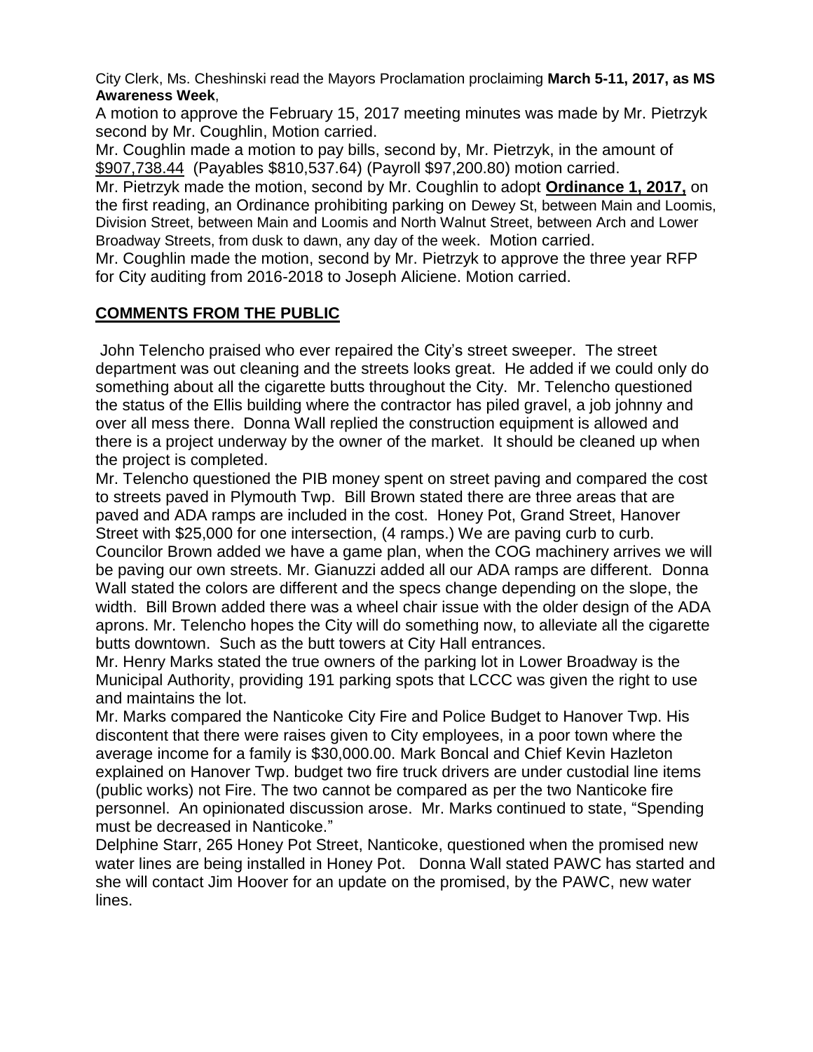City Clerk, Ms. Cheshinski read the Mayors Proclamation proclaiming **March 5-11, 2017, as MS Awareness Week**,

A motion to approve the February 15, 2017 meeting minutes was made by Mr. Pietrzyk second by Mr. Coughlin, Motion carried.

Mr. Coughlin made a motion to pay bills, second by, Mr. Pietrzyk, in the amount of <u>$907,738.44</u> (Payables $810,537.64) (Payroll $97,200.80) motion carried.

Mr. Pietrzyk made the motion, second by Mr. Coughlin to adopt **<u>Ordinance 1, 2017,</u>** on the first reading, an Ordinance prohibiting parking on Dewey St, between Main and Loomis, Division Street, between Main and Loomis and North Walnut Street, between Arch and Lower Broadway Streets, from dusk to dawn, any day of the week. Motion carried.

Mr. Coughlin made the motion, second by Mr. Pietrzyk to approve the three year RFP for City auditing from 2016-2018 to Joseph Aliciene. Motion carried.

## **<u>COMMENTS FROM THE PUBLIC</u>**

John Telencho praised who ever repaired the City's street sweeper. The street department was out cleaning and the streets looks great. He added if we could only do something about all the cigarette butts throughout the City. Mr. Telencho questioned the status of the Ellis building where the contractor has piled gravel, a job johnny and over all mess there. Donna Wall replied the construction equipment is allowed and there is a project underway by the owner of the market. It should be cleaned up when the project is completed.

Mr. Telencho questioned the PIB money spent on street paving and compared the cost to streets paved in Plymouth Twp. Bill Brown stated there are three areas that are paved and ADA ramps are included in the cost. Honey Pot, Grand Street, Hanover Street with $25,000 for one intersection, (4 ramps.) We are paving curb to curb. Councilor Brown added we have a game plan, when the COG machinery arrives we will be paving our own streets. Mr. Gianuzzi added all our ADA ramps are different. Donna Wall stated the colors are different and the specs change depending on the slope, the width. Bill Brown added there was a wheel chair issue with the older design of the ADA aprons. Mr. Telencho hopes the City will do something now, to alleviate all the cigarette butts downtown. Such as the butt towers at City Hall entrances.

Mr. Henry Marks stated the true owners of the parking lot in Lower Broadway is the Municipal Authority, providing 191 parking spots that LCCC was given the right to use and maintains the lot.

Mr. Marks compared the Nanticoke City Fire and Police Budget to Hanover Twp. His discontent that there were raises given to City employees, in a poor town where the average income for a family is $30,000.00. Mark Boncal and Chief Kevin Hazleton explained on Hanover Twp. budget two fire truck drivers are under custodial line items (public works) not Fire. The two cannot be compared as per the two Nanticoke fire personnel. An opinionated discussion arose. Mr. Marks continued to state, "Spending must be decreased in Nanticoke."

Delphine Starr, 265 Honey Pot Street, Nanticoke, questioned when the promised new water lines are being installed in Honey Pot. Donna Wall stated PAWC has started and she will contact Jim Hoover for an update on the promised, by the PAWC, new water lines.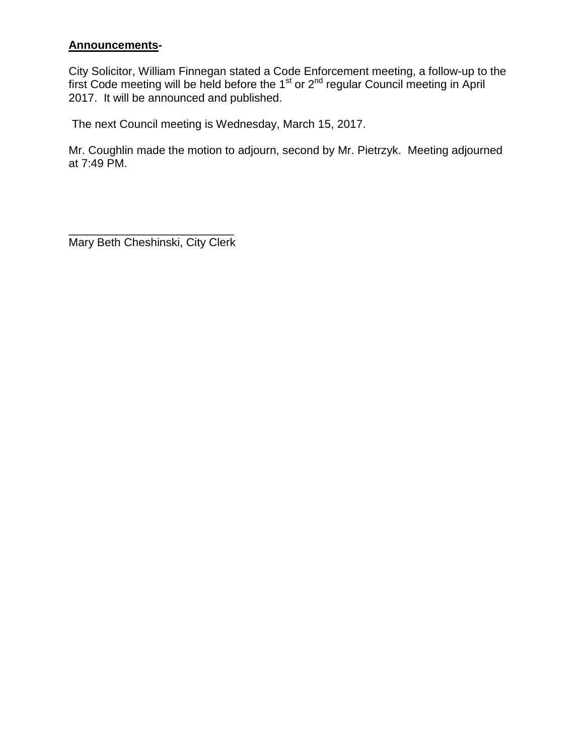**Announcements-**

City Solicitor, William Finnegan stated a Code Enforcement meeting, a follow-up to the first Code meeting will be held before the 1st or 2nd regular Council meeting in April 2017. It will be announced and published.

The next Council meeting is Wednesday, March 15, 2017.

Mr. Coughlin made the motion to adjourn, second by Mr. Pietrzyk. Meeting adjourned at 7:49 PM.

\_\_\_\_\_\_\_\_\_\_\_\_\_\_\_\_\_\_\_\_\_\_\_\_\_\_\_\_

Mary Beth Cheshinski, City Clerk